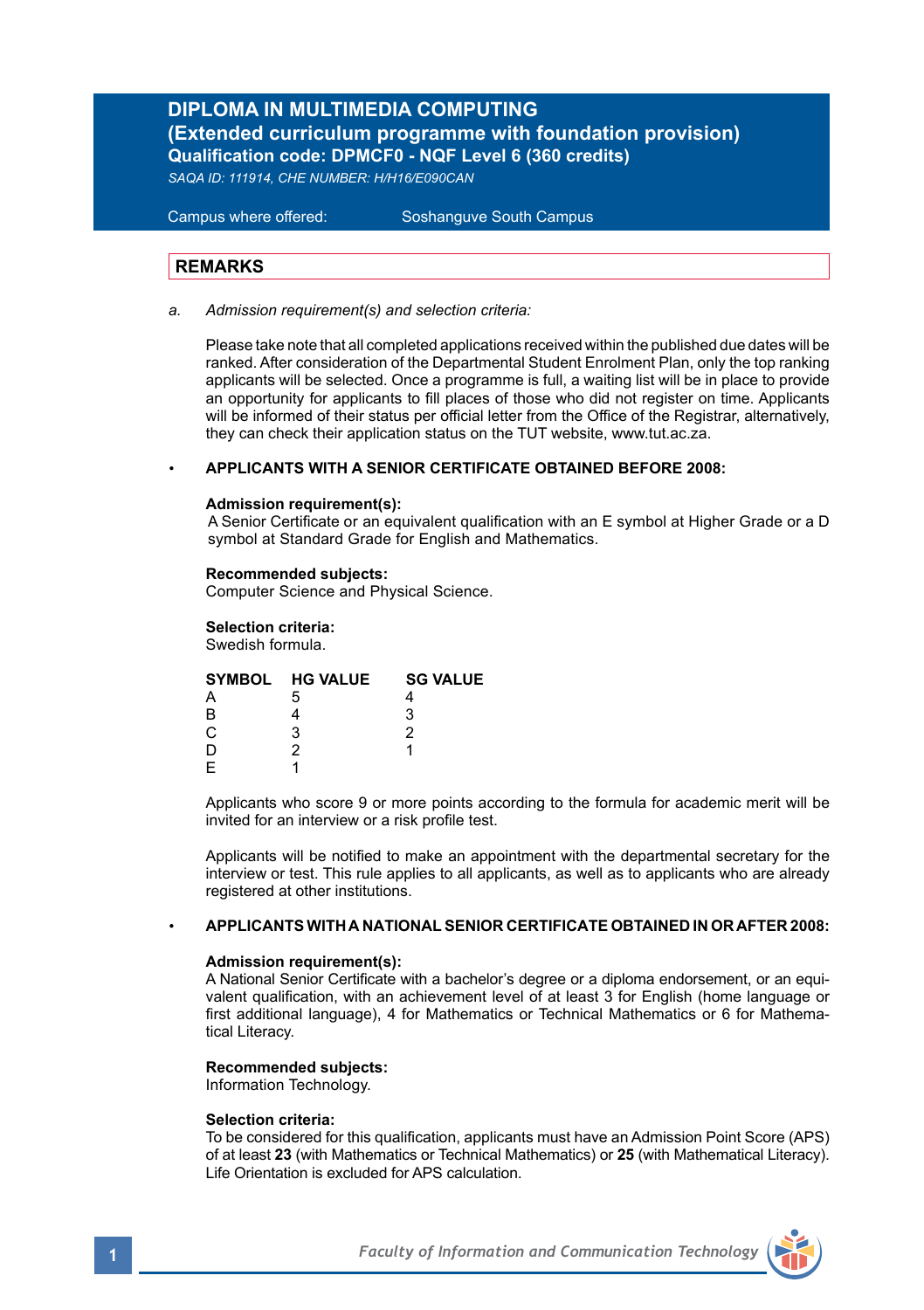# DIPLOMA IN MULTIMEDIA COMPUTING
## (Extended curriculum programme with foundation provision)
### Qualification code: DPMCF0 - NQF Level 6 (360 credits)

*SAQA ID: 111914, CHE NUMBER: H/H16/E090CAN*

Campus where offered: Soshanguve South Campus

## REMARKS

*a. Admission requirement(s) and selection criteria:*

Please take note that all completed applications received within the published due dates will be ranked. After consideration of the Departmental Student Enrolment Plan, only the top ranking applicants will be selected. Once a programme is full, a waiting list will be in place to provide an opportunity for applicants to fill places of those who did not register on time. Applicants will be informed of their status per official letter from the Office of the Registrar, alternatively, they can check their application status on the TUT website, www.tut.ac.za.

- **APPLICANTS WITH A SENIOR CERTIFICATE OBTAINED BEFORE 2008:**

**Admission requirement(s):**
A Senior Certificate or an equivalent qualification with an E symbol at Higher Grade or a D symbol at Standard Grade for English and Mathematics.

**Recommended subjects:**
Computer Science and Physical Science.

**Selection criteria:**
Swedish formula.

| SYMBOL | HG VALUE | SG VALUE |
|---|---|---|
| A | 5 | 4 |
| B | 4 | 3 |
| C | 3 | 2 |
| D | 2 | 1 |
| E | 1 | |

Applicants who score 9 or more points according to the formula for academic merit will be invited for an interview or a risk profile test.

Applicants will be notified to make an appointment with the departmental secretary for the interview or test. This rule applies to all applicants, as well as to applicants who are already registered at other institutions.

- **APPLICANTS WITH A NATIONAL SENIOR CERTIFICATE OBTAINED IN OR AFTER 2008:**

**Admission requirement(s):**
A National Senior Certificate with a bachelor's degree or a diploma endorsement, or an equivalent qualification, with an achievement level of at least 3 for English (home language or first additional language), 4 for Mathematics or Technical Mathematics or 6 for Mathematical Literacy.

**Recommended subjects:**
Information Technology.

**Selection criteria:**
To be considered for this qualification, applicants must have an Admission Point Score (APS) of at least **23** (with Mathematics or Technical Mathematics) or **25** (with Mathematical Literacy). Life Orientation is excluded for APS calculation.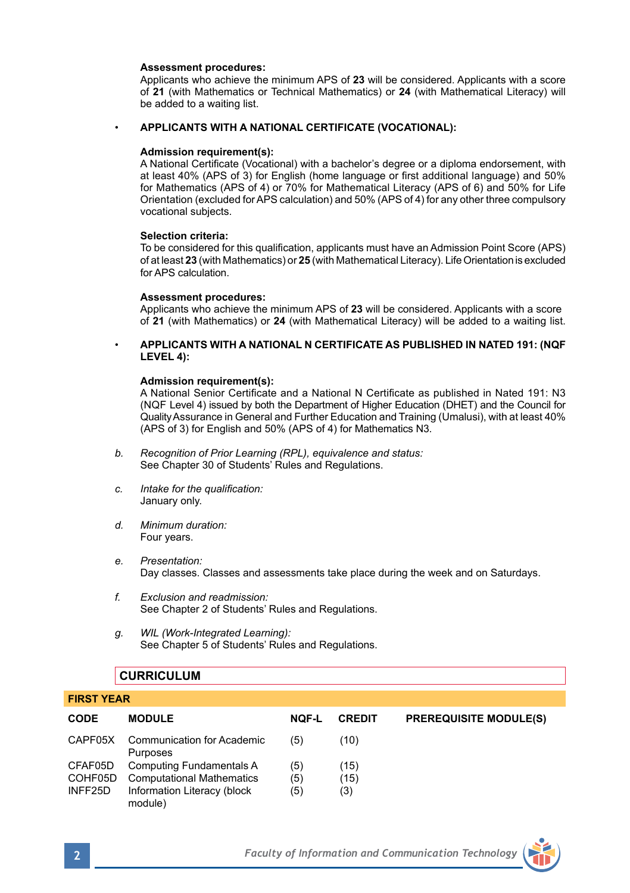**Assessment procedures:**
Applicants who achieve the minimum APS of **23** will be considered. Applicants with a score of **21** (with Mathematics or Technical Mathematics) or **24** (with Mathematical Literacy) will be added to a waiting list.

- **APPLICANTS WITH A NATIONAL CERTIFICATE (VOCATIONAL):**

**Admission requirement(s):**
A National Certificate (Vocational) with a bachelor's degree or a diploma endorsement, with at least 40% (APS of 3) for English (home language or first additional language) and 50% for Mathematics (APS of 4) or 70% for Mathematical Literacy (APS of 6) and 50% for Life Orientation (excluded for APS calculation) and 50% (APS of 4) for any other three compulsory vocational subjects.

**Selection criteria:**
To be considered for this qualification, applicants must have an Admission Point Score (APS) of at least **23** (with Mathematics) or **25** (with Mathematical Literacy). Life Orientation is excluded for APS calculation.

**Assessment procedures:**
Applicants who achieve the minimum APS of **23** will be considered. Applicants with a score of **21** (with Mathematics) or **24** (with Mathematical Literacy) will be added to a waiting list.

- **APPLICANTS WITH A NATIONAL N CERTIFICATE AS PUBLISHED IN NATED 191: (NQF LEVEL 4):**

**Admission requirement(s):**
A National Senior Certificate and a National N Certificate as published in Nated 191: N3 (NQF Level 4) issued by both the Department of Higher Education (DHET) and the Council for Quality Assurance in General and Further Education and Training (Umalusi), with at least 40% (APS of 3) for English and 50% (APS of 4) for Mathematics N3.

b. *Recognition of Prior Learning (RPL), equivalence and status:*
See Chapter 30 of Students' Rules and Regulations.

c. *Intake for the qualification:*
January only.

d. *Minimum duration:*
Four years.

e. *Presentation:*
Day classes. Classes and assessments take place during the week and on Saturdays.

f. *Exclusion and readmission:*
See Chapter 2 of Students' Rules and Regulations.

g. *WIL (Work-Integrated Learning):*
See Chapter 5 of Students' Rules and Regulations.

## CURRICULUM

**FIRST YEAR**

| CODE | MODULE | NQF-L | CREDIT | PREREQUISITE MODULE(S) |
|---|---|---|---|---|
| CAPF05X | Communication for Academic Purposes | (5) | (10) | |
| CFAF05D | Computing Fundamentals A | (5) | (15) | |
| COHF05D | Computational Mathematics | (5) | (15) | |
| INFF25D | Information Literacy (block module) | (5) | (3) | |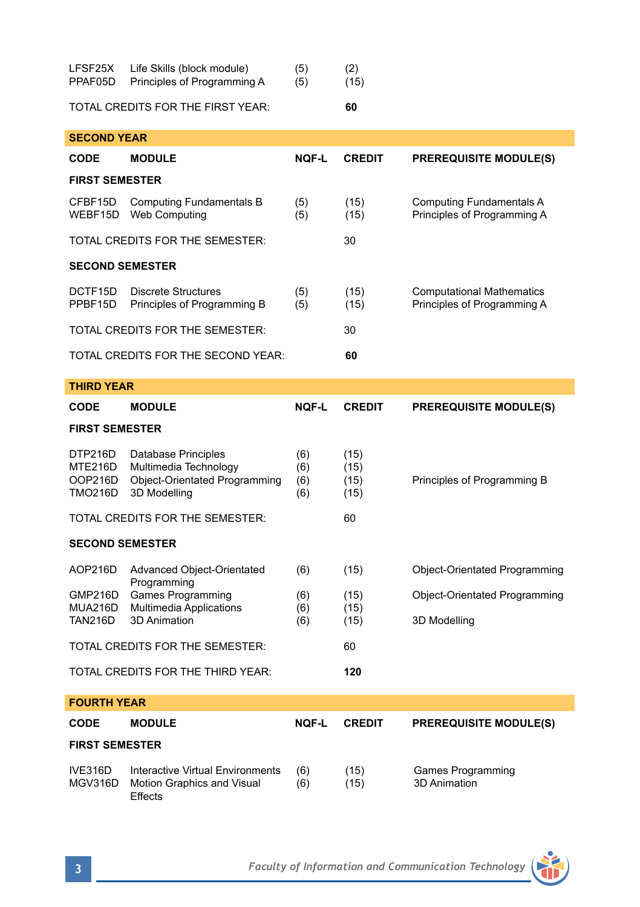| | | | |
|---|---|---|---|
| LFSF25X | Life Skills (block module) | (5) | (2) |
| PPAF05D | Principles of Programming A | (5) | (15) |

TOTAL CREDITS FOR THE FIRST YEAR: **60**

## SECOND YEAR

| CODE | MODULE | NQF-L | CREDIT | PREREQUISITE MODULE(S) |
|---|---|---|---|---|
| **FIRST SEMESTER** | | | | |
| CFBF15D | Computing Fundamentals B | (5) | (15) | Computing Fundamentals A |
| WEBF15D | Web Computing | (5) | (15) | Principles of Programming A |
| TOTAL CREDITS FOR THE SEMESTER: | | | 30 | |
| **SECOND SEMESTER** | | | | |
| DCTF15D | Discrete Structures | (5) | (15) | Computational Mathematics |
| PPBF15D | Principles of Programming B | (5) | (15) | Principles of Programming A |
| TOTAL CREDITS FOR THE SEMESTER: | | | 30 | |
| TOTAL CREDITS FOR THE SECOND YEAR: | | | **60** | |

## THIRD YEAR

| CODE | MODULE | NQF-L | CREDIT | PREREQUISITE MODULE(S) |
|---|---|---|---|---|
| **FIRST SEMESTER** | | | | |
| DTP216D | Database Principles | (6) | (15) | |
| MTE216D | Multimedia Technology | (6) | (15) | |
| OOP216D | Object-Orientated Programming | (6) | (15) | Principles of Programming B |
| TMO216D | 3D Modelling | (6) | (15) | |
| TOTAL CREDITS FOR THE SEMESTER: | | | 60 | |
| **SECOND SEMESTER** | | | | |
| AOP216D | Advanced Object-Orientated Programming | (6) | (15) | Object-Orientated Programming |
| GMP216D | Games Programming | (6) | (15) | Object-Orientated Programming |
| MUA216D | Multimedia Applications | (6) | (15) | |
| TAN216D | 3D Animation | (6) | (15) | 3D Modelling |
| TOTAL CREDITS FOR THE SEMESTER: | | | 60 | |
| TOTAL CREDITS FOR THE THIRD YEAR: | | | **120** | |

## FOURTH YEAR

| CODE | MODULE | NQF-L | CREDIT | PREREQUISITE MODULE(S) |
|---|---|---|---|---|
| **FIRST SEMESTER** | | | | |
| IVE316D | Interactive Virtual Environments | (6) | (15) | Games Programming |
| MGV316D | Motion Graphics and Visual Effects | (6) | (15) | 3D Animation |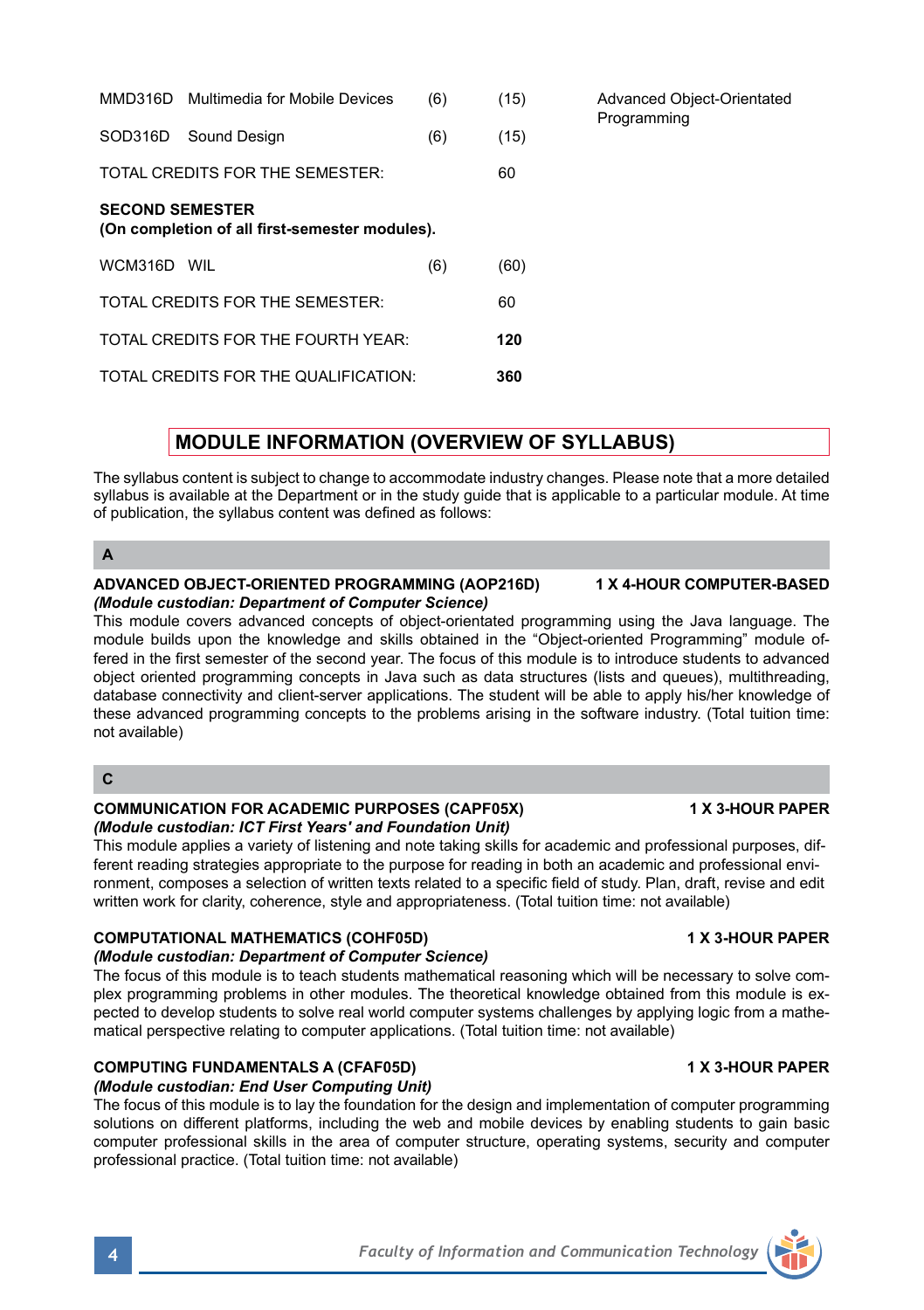| | | | | |
|---|---|---|---|---|
| MMD316D | Multimedia for Mobile Devices | (6) | (15) | Advanced Object-Orientated Programming |
| SOD316D | Sound Design | (6) | (15) | |
| TOTAL CREDITS FOR THE SEMESTER: | | | 60 | |

**SECOND SEMESTER**
**(On completion of all first-semester modules).**

| | | | |
|---|---|---|---|
| WCM316D | WIL | (6) | (60) |
| TOTAL CREDITS FOR THE SEMESTER: | | | 60 |
| TOTAL CREDITS FOR THE FOURTH YEAR: | | | **120** |
| TOTAL CREDITS FOR THE QUALIFICATION: | | | **360** |

## MODULE INFORMATION (OVERVIEW OF SYLLABUS)

The syllabus content is subject to change to accommodate industry changes. Please note that a more detailed syllabus is available at the Department or in the study guide that is applicable to a particular module. At time of publication, the syllabus content was defined as follows:

### A

**ADVANCED OBJECT-ORIENTED PROGRAMMING (AOP216D) — 1 X 4-HOUR COMPUTER-BASED**
***(Module custodian: Department of Computer Science)***
This module covers advanced concepts of object-orientated programming using the Java language. The module builds upon the knowledge and skills obtained in the "Object-oriented Programming" module offered in the first semester of the second year. The focus of this module is to introduce students to advanced object oriented programming concepts in Java such as data structures (lists and queues), multithreading, database connectivity and client-server applications. The student will be able to apply his/her knowledge of these advanced programming concepts to the problems arising in the software industry. (Total tuition time: not available)

### C

**COMMUNICATION FOR ACADEMIC PURPOSES (CAPF05X) — 1 X 3-HOUR PAPER**
***(Module custodian: ICT First Years' and Foundation Unit)***
This module applies a variety of listening and note taking skills for academic and professional purposes, different reading strategies appropriate to the purpose for reading in both an academic and professional environment, composes a selection of written texts related to a specific field of study. Plan, draft, revise and edit written work for clarity, coherence, style and appropriateness. (Total tuition time: not available)

**COMPUTATIONAL MATHEMATICS (COHF05D) — 1 X 3-HOUR PAPER**
***(Module custodian: Department of Computer Science)***
The focus of this module is to teach students mathematical reasoning which will be necessary to solve complex programming problems in other modules. The theoretical knowledge obtained from this module is expected to develop students to solve real world computer systems challenges by applying logic from a mathematical perspective relating to computer applications. (Total tuition time: not available)

**COMPUTING FUNDAMENTALS A (CFAF05D) — 1 X 3-HOUR PAPER**
***(Module custodian: End User Computing Unit)***
The focus of this module is to lay the foundation for the design and implementation of computer programming solutions on different platforms, including the web and mobile devices by enabling students to gain basic computer professional skills in the area of computer structure, operating systems, security and computer professional practice. (Total tuition time: not available)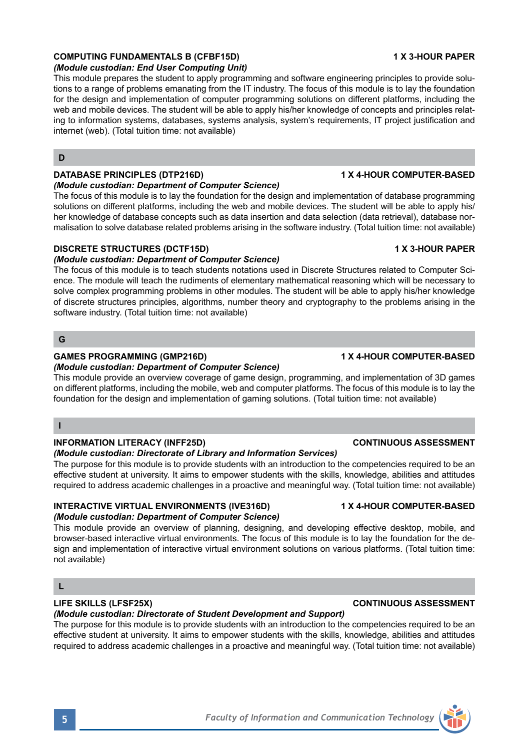**COMPUTING FUNDAMENTALS B (CFBF15D)** **1 X 3-HOUR PAPER**
***(Module custodian: End User Computing Unit)***
This module prepares the student to apply programming and software engineering principles to provide solutions to a range of problems emanating from the IT industry. The focus of this module is to lay the foundation for the design and implementation of computer programming solutions on different platforms, including the web and mobile devices. The student will be able to apply his/her knowledge of concepts and principles relating to information systems, databases, systems analysis, system's requirements, IT project justification and internet (web). (Total tuition time: not available)

## D

**DATABASE PRINCIPLES (DTP216D)** **1 X 4-HOUR COMPUTER-BASED**
***(Module custodian: Department of Computer Science)***
The focus of this module is to lay the foundation for the design and implementation of database programming solutions on different platforms, including the web and mobile devices. The student will be able to apply his/her knowledge of database concepts such as data insertion and data selection (data retrieval), database normalisation to solve database related problems arising in the software industry. (Total tuition time: not available)

**DISCRETE STRUCTURES (DCTF15D)** **1 X 3-HOUR PAPER**
***(Module custodian: Department of Computer Science)***
The focus of this module is to teach students notations used in Discrete Structures related to Computer Science. The module will teach the rudiments of elementary mathematical reasoning which will be necessary to solve complex programming problems in other modules. The student will be able to apply his/her knowledge of discrete structures principles, algorithms, number theory and cryptography to the problems arising in the software industry. (Total tuition time: not available)

## G

**GAMES PROGRAMMING (GMP216D)** **1 X 4-HOUR COMPUTER-BASED**
***(Module custodian: Department of Computer Science)***
This module provide an overview coverage of game design, programming, and implementation of 3D games on different platforms, including the mobile, web and computer platforms. The focus of this module is to lay the foundation for the design and implementation of gaming solutions. (Total tuition time: not available)

## I

**INFORMATION LITERACY (INFF25D)** **CONTINUOUS ASSESSMENT**
***(Module custodian: Directorate of Library and Information Services)***
The purpose for this module is to provide students with an introduction to the competencies required to be an effective student at university. It aims to empower students with the skills, knowledge, abilities and attitudes required to address academic challenges in a proactive and meaningful way. (Total tuition time: not available)

**INTERACTIVE VIRTUAL ENVIRONMENTS (IVE316D)** **1 X 4-HOUR COMPUTER-BASED**
***(Module custodian: Department of Computer Science)***
This module provide an overview of planning, designing, and developing effective desktop, mobile, and browser-based interactive virtual environments. The focus of this module is to lay the foundation for the design and implementation of interactive virtual environment solutions on various platforms. (Total tuition time: not available)

## L

**LIFE SKILLS (LFSF25X)** **CONTINUOUS ASSESSMENT**
***(Module custodian: Directorate of Student Development and Support)***
The purpose for this module is to provide students with an introduction to the competencies required to be an effective student at university. It aims to empower students with the skills, knowledge, abilities and attitudes required to address academic challenges in a proactive and meaningful way. (Total tuition time: not available)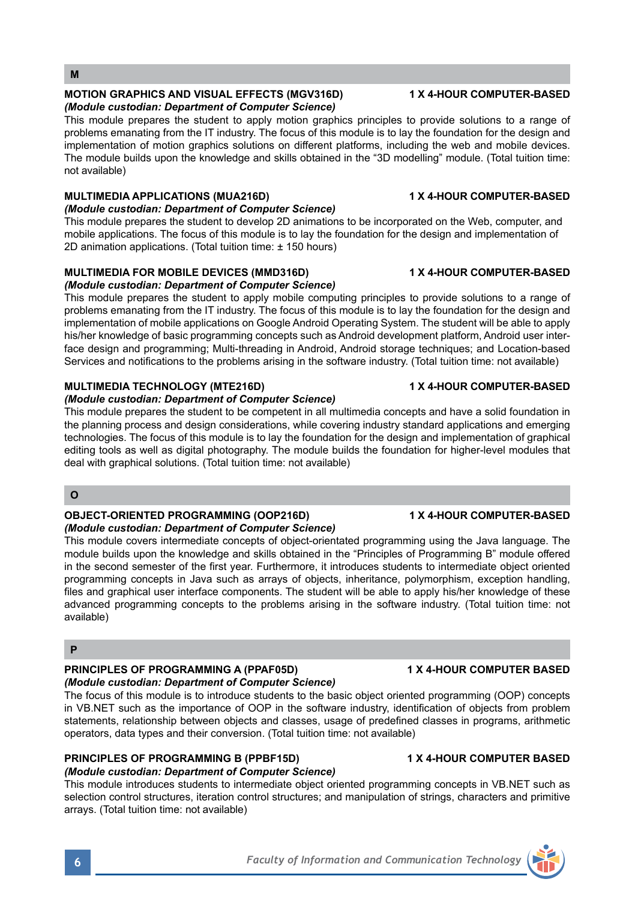## M

### MOTION GRAPHICS AND VISUAL EFFECTS (MGV316D) — 1 X 4-HOUR COMPUTER-BASED

*(Module custodian: Department of Computer Science)*

This module prepares the student to apply motion graphics principles to provide solutions to a range of problems emanating from the IT industry. The focus of this module is to lay the foundation for the design and implementation of motion graphics solutions on different platforms, including the web and mobile devices. The module builds upon the knowledge and skills obtained in the "3D modelling" module. (Total tuition time: not available)

### MULTIMEDIA APPLICATIONS (MUA216D) — 1 X 4-HOUR COMPUTER-BASED

*(Module custodian: Department of Computer Science)*

This module prepares the student to develop 2D animations to be incorporated on the Web, computer, and mobile applications. The focus of this module is to lay the foundation for the design and implementation of 2D animation applications. (Total tuition time: ± 150 hours)

### MULTIMEDIA FOR MOBILE DEVICES (MMD316D) — 1 X 4-HOUR COMPUTER-BASED

*(Module custodian: Department of Computer Science)*

This module prepares the student to apply mobile computing principles to provide solutions to a range of problems emanating from the IT industry. The focus of this module is to lay the foundation for the design and implementation of mobile applications on Google Android Operating System. The student will be able to apply his/her knowledge of basic programming concepts such as Android development platform, Android user interface design and programming; Multi-threading in Android, Android storage techniques; and Location-based Services and notifications to the problems arising in the software industry. (Total tuition time: not available)

### MULTIMEDIA TECHNOLOGY (MTE216D) — 1 X 4-HOUR COMPUTER-BASED

*(Module custodian: Department of Computer Science)*

This module prepares the student to be competent in all multimedia concepts and have a solid foundation in the planning process and design considerations, while covering industry standard applications and emerging technologies. The focus of this module is to lay the foundation for the design and implementation of graphical editing tools as well as digital photography. The module builds the foundation for higher-level modules that deal with graphical solutions. (Total tuition time: not available)

## O

### OBJECT-ORIENTED PROGRAMMING (OOP216D) — 1 X 4-HOUR COMPUTER-BASED

*(Module custodian: Department of Computer Science)*

This module covers intermediate concepts of object-orientated programming using the Java language. The module builds upon the knowledge and skills obtained in the "Principles of Programming B" module offered in the second semester of the first year. Furthermore, it introduces students to intermediate object oriented programming concepts in Java such as arrays of objects, inheritance, polymorphism, exception handling, files and graphical user interface components. The student will be able to apply his/her knowledge of these advanced programming concepts to the problems arising in the software industry. (Total tuition time: not available)

## P

### PRINCIPLES OF PROGRAMMING A (PPAF05D) — 1 X 4-HOUR COMPUTER BASED

*(Module custodian: Department of Computer Science)*

The focus of this module is to introduce students to the basic object oriented programming (OOP) concepts in VB.NET such as the importance of OOP in the software industry, identification of objects from problem statements, relationship between objects and classes, usage of predefined classes in programs, arithmetic operators, data types and their conversion. (Total tuition time: not available)

### PRINCIPLES OF PROGRAMMING B (PPBF15D) — 1 X 4-HOUR COMPUTER BASED

*(Module custodian: Department of Computer Science)*

This module introduces students to intermediate object oriented programming concepts in VB.NET such as selection control structures, iteration control structures; and manipulation of strings, characters and primitive arrays. (Total tuition time: not available)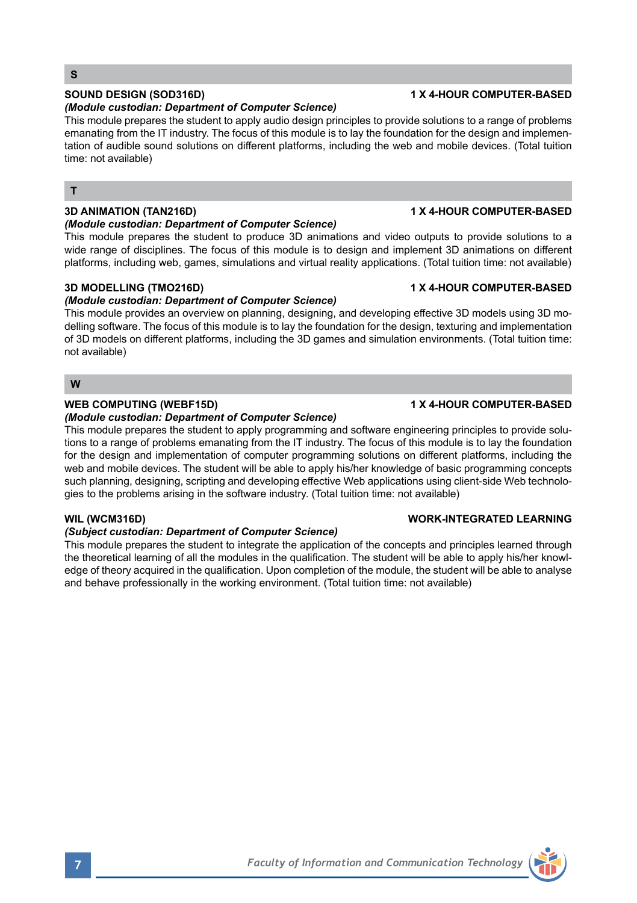## S

**SOUND DESIGN (SOD316D)** **1 X 4-HOUR COMPUTER-BASED**

***(Module custodian: Department of Computer Science)***

This module prepares the student to apply audio design principles to provide solutions to a range of problems emanating from the IT industry. The focus of this module is to lay the foundation for the design and implementation of audible sound solutions on different platforms, including the web and mobile devices. (Total tuition time: not available)

## T

**3D ANIMATION (TAN216D)** **1 X 4-HOUR COMPUTER-BASED**

***(Module custodian: Department of Computer Science)***

This module prepares the student to produce 3D animations and video outputs to provide solutions to a wide range of disciplines. The focus of this module is to design and implement 3D animations on different platforms, including web, games, simulations and virtual reality applications. (Total tuition time: not available)

**3D MODELLING (TMO216D)** **1 X 4-HOUR COMPUTER-BASED**

***(Module custodian: Department of Computer Science)***

This module provides an overview on planning, designing, and developing effective 3D models using 3D modelling software. The focus of this module is to lay the foundation for the design, texturing and implementation of 3D models on different platforms, including the 3D games and simulation environments. (Total tuition time: not available)

## W

**WEB COMPUTING (WEBF15D)** **1 X 4-HOUR COMPUTER-BASED**

***(Module custodian: Department of Computer Science)***

This module prepares the student to apply programming and software engineering principles to provide solutions to a range of problems emanating from the IT industry. The focus of this module is to lay the foundation for the design and implementation of computer programming solutions on different platforms, including the web and mobile devices. The student will be able to apply his/her knowledge of basic programming concepts such planning, designing, scripting and developing effective Web applications using client-side Web technologies to the problems arising in the software industry. (Total tuition time: not available)

**WIL (WCM316D)** **WORK-INTEGRATED LEARNING**

***(Subject custodian: Department of Computer Science)***

This module prepares the student to integrate the application of the concepts and principles learned through the theoretical learning of all the modules in the qualification. The student will be able to apply his/her knowledge of theory acquired in the qualification. Upon completion of the module, the student will be able to analyse and behave professionally in the working environment. (Total tuition time: not available)